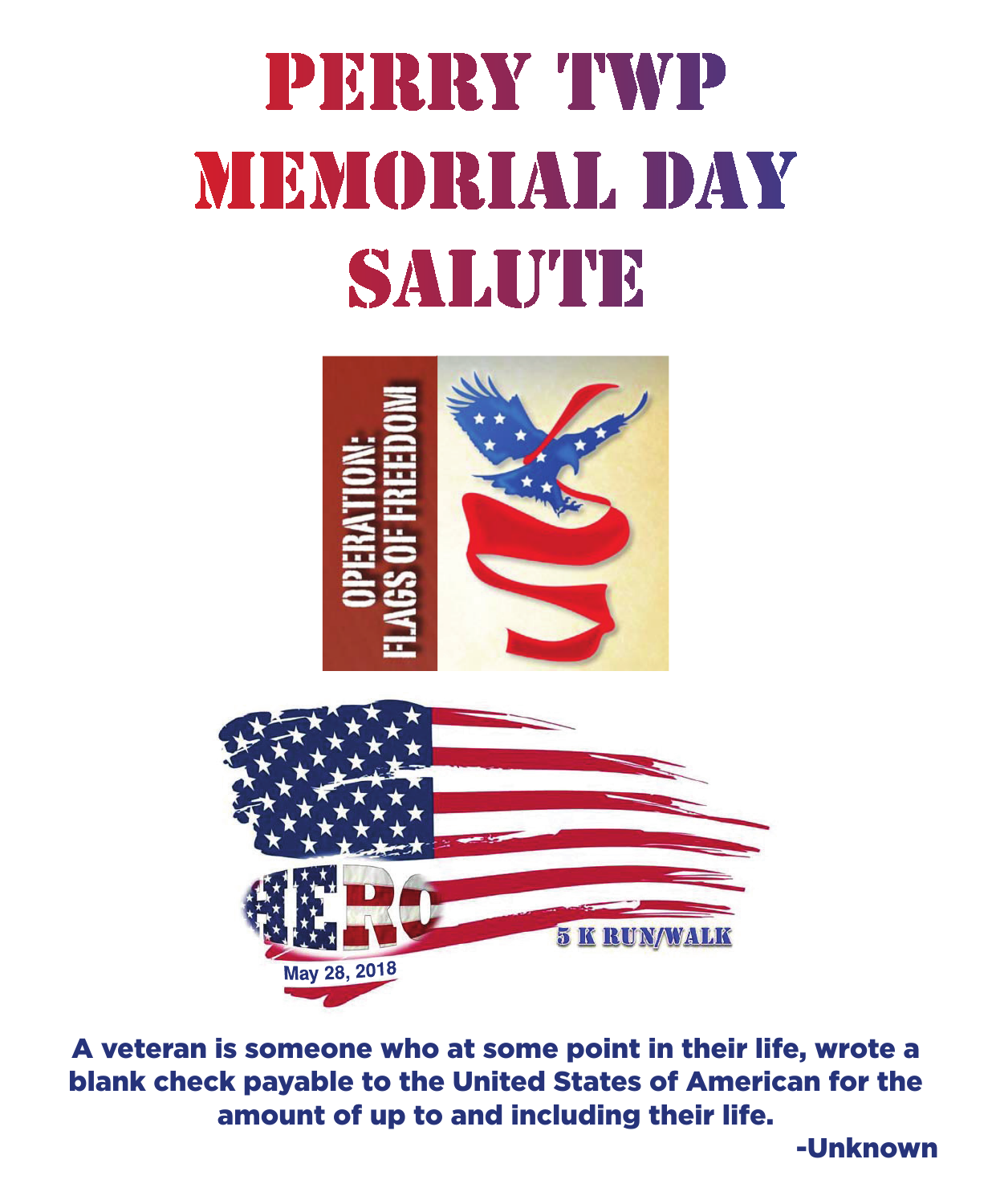# PERRY TWP MEMORIAL DAY SALUTE

OPERATION: FLAGS OF FREEDOM

HERO

5 K RUN/WALK

May 28, 2018

**A veteran is someone who at some point in their life, wrote a blank check payable to the United States of American for the amount of up to and including their life.**

**-Unknown**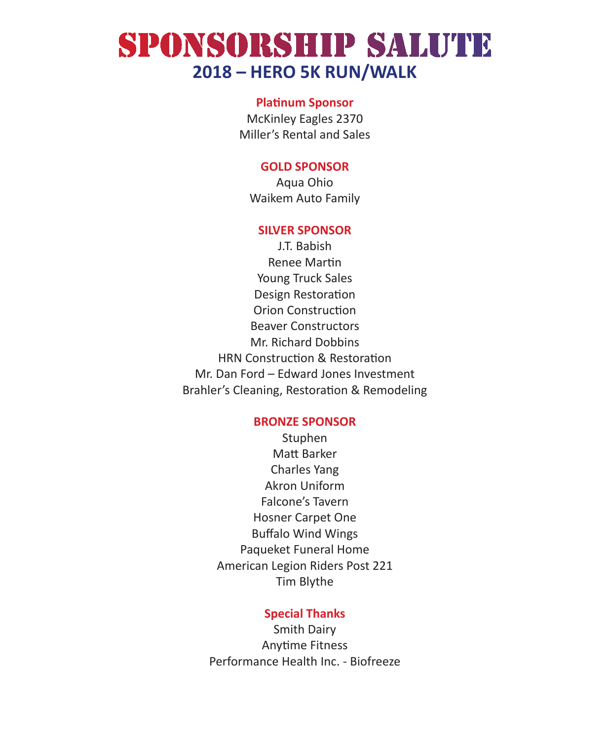# SPONSORSHIP SALUTE

## 2018 – HERO 5K RUN/WALK

**Platinum Sponsor**

McKinley Eagles 2370
Miller's Rental and Sales

**GOLD SPONSOR**

Aqua Ohio
Waikem Auto Family

**SILVER SPONSOR**

J.T. Babish
Renee Martin
Young Truck Sales
Design Restoration
Orion Construction
Beaver Constructors
Mr. Richard Dobbins
HRN Construction & Restoration
Mr. Dan Ford – Edward Jones Investment
Brahler's Cleaning, Restoration & Remodeling

**BRONZE SPONSOR**

Stuphen
Matt Barker
Charles Yang
Akron Uniform
Falcone's Tavern
Hosner Carpet One
Buffalo Wind Wings
Paqueket Funeral Home
American Legion Riders Post 221
Tim Blythe

**Special Thanks**

Smith Dairy
Anytime Fitness
Performance Health Inc. - Biofreeze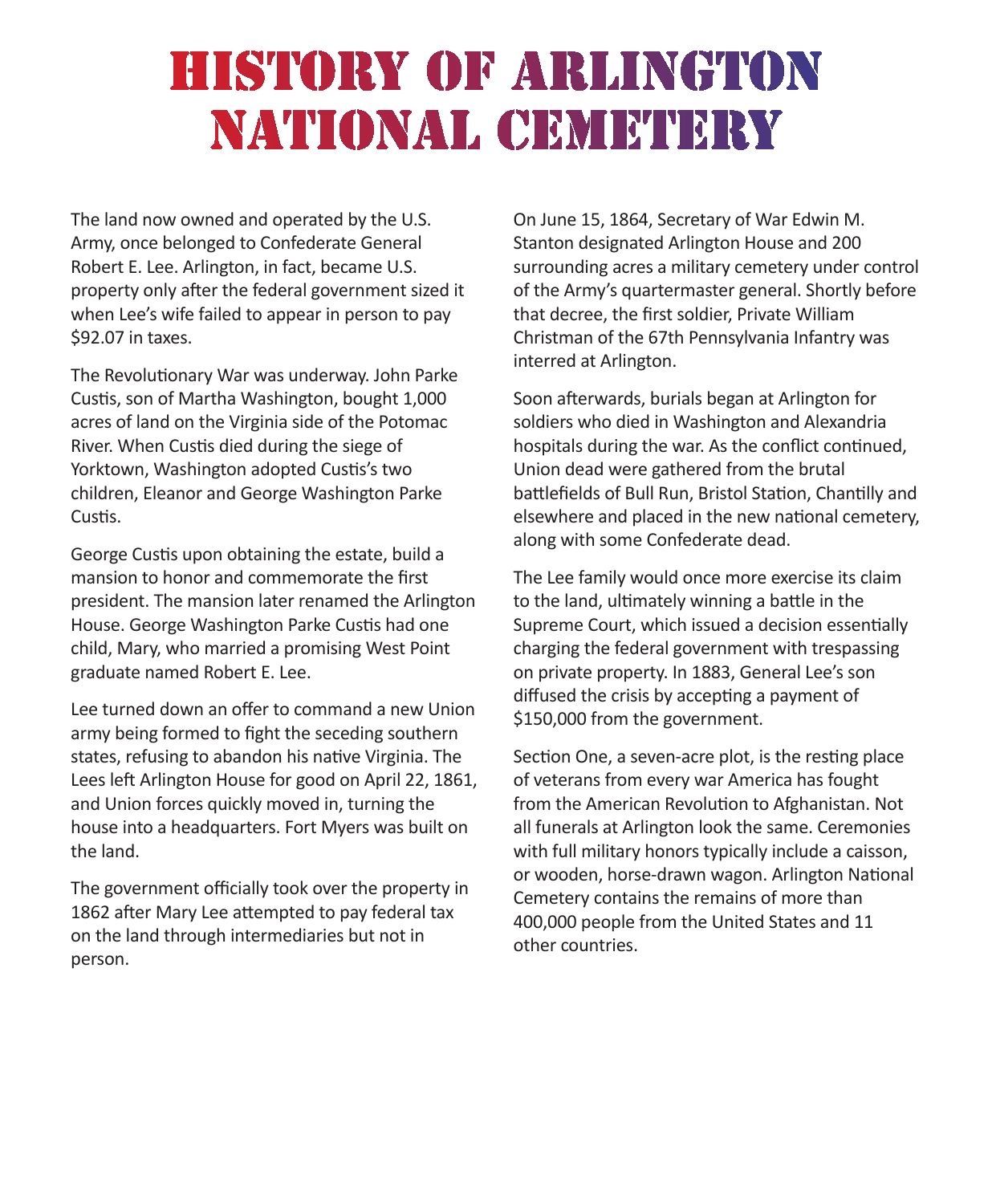# HISTORY OF ARLINGTON NATIONAL CEMETERY

The land now owned and operated by the U.S. Army, once belonged to Confederate General Robert E. Lee. Arlington, in fact, became U.S. property only after the federal government sized it when Lee's wife failed to appear in person to pay $92.07 in taxes.

The Revolutionary War was underway. John Parke Custis, son of Martha Washington, bought 1,000 acres of land on the Virginia side of the Potomac River. When Custis died during the siege of Yorktown, Washington adopted Custis's two children, Eleanor and George Washington Parke Custis.

George Custis upon obtaining the estate, build a mansion to honor and commemorate the first president. The mansion later renamed the Arlington House. George Washington Parke Custis had one child, Mary, who married a promising West Point graduate named Robert E. Lee.

Lee turned down an offer to command a new Union army being formed to fight the seceding southern states, refusing to abandon his native Virginia. The Lees left Arlington House for good on April 22, 1861, and Union forces quickly moved in, turning the house into a headquarters. Fort Myers was built on the land.

The government officially took over the property in 1862 after Mary Lee attempted to pay federal tax on the land through intermediaries but not in person.

On June 15, 1864, Secretary of War Edwin M. Stanton designated Arlington House and 200 surrounding acres a military cemetery under control of the Army's quartermaster general. Shortly before that decree, the first soldier, Private William Christman of the 67th Pennsylvania Infantry was interred at Arlington.

Soon afterwards, burials began at Arlington for soldiers who died in Washington and Alexandria hospitals during the war. As the conflict continued, Union dead were gathered from the brutal battlefields of Bull Run, Bristol Station, Chantilly and elsewhere and placed in the new national cemetery, along with some Confederate dead.

The Lee family would once more exercise its claim to the land, ultimately winning a battle in the Supreme Court, which issued a decision essentially charging the federal government with trespassing on private property. In 1883, General Lee's son diffused the crisis by accepting a payment of $150,000 from the government.

Section One, a seven-acre plot, is the resting place of veterans from every war America has fought from the American Revolution to Afghanistan. Not all funerals at Arlington look the same. Ceremonies with full military honors typically include a caisson, or wooden, horse-drawn wagon. Arlington National Cemetery contains the remains of more than 400,000 people from the United States and 11 other countries.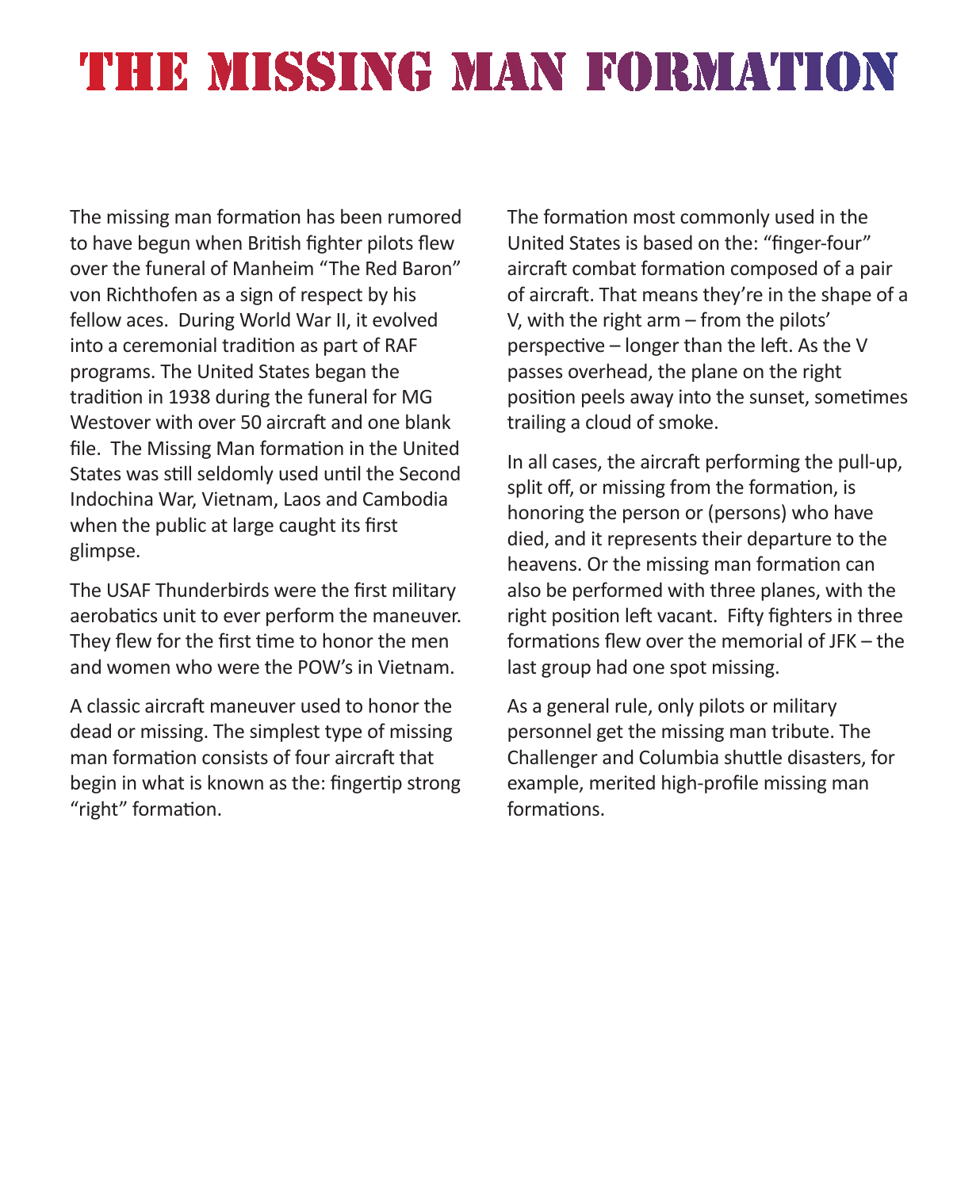# THE MISSING MAN FORMATION

The missing man formation has been rumored to have begun when British fighter pilots flew over the funeral of Manheim "The Red Baron" von Richthofen as a sign of respect by his fellow aces. During World War II, it evolved into a ceremonial tradition as part of RAF programs. The United States began the tradition in 1938 during the funeral for MG Westover with over 50 aircraft and one blank file. The Missing Man formation in the United States was still seldomly used until the Second Indochina War, Vietnam, Laos and Cambodia when the public at large caught its first glimpse.

The USAF Thunderbirds were the first military aerobatics unit to ever perform the maneuver. They flew for the first time to honor the men and women who were the POW's in Vietnam.

A classic aircraft maneuver used to honor the dead or missing. The simplest type of missing man formation consists of four aircraft that begin in what is known as the: fingertip strong "right" formation.

The formation most commonly used in the United States is based on the: "finger-four" aircraft combat formation composed of a pair of aircraft. That means they're in the shape of a V, with the right arm – from the pilots' perspective – longer than the left. As the V passes overhead, the plane on the right position peels away into the sunset, sometimes trailing a cloud of smoke.

In all cases, the aircraft performing the pull-up, split off, or missing from the formation, is honoring the person or (persons) who have died, and it represents their departure to the heavens. Or the missing man formation can also be performed with three planes, with the right position left vacant. Fifty fighters in three formations flew over the memorial of JFK – the last group had one spot missing.

As a general rule, only pilots or military personnel get the missing man tribute. The Challenger and Columbia shuttle disasters, for example, merited high-profile missing man formations.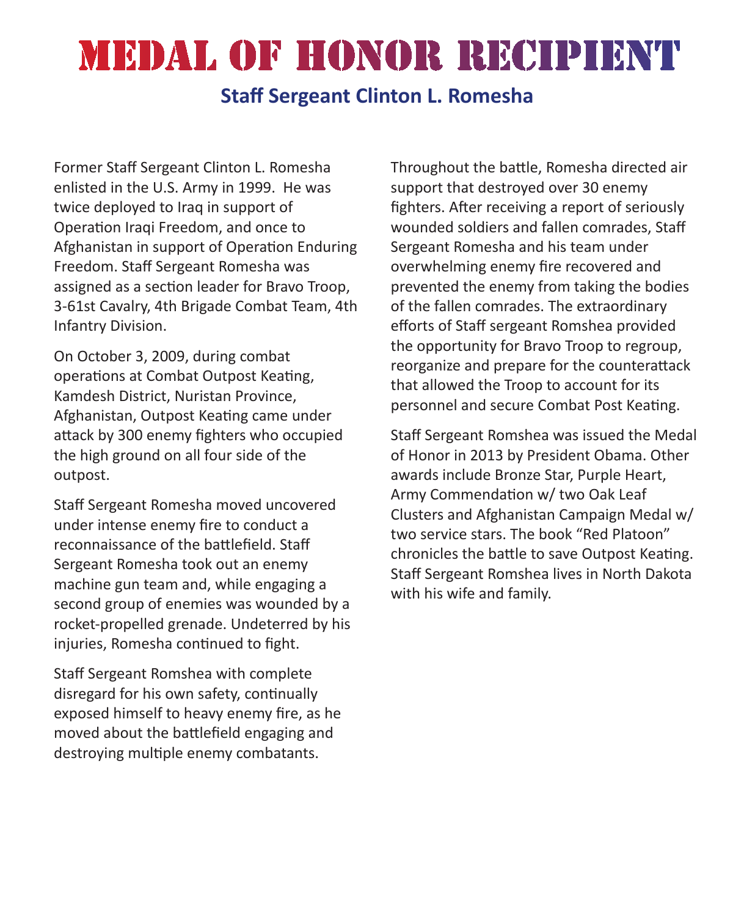# MEDAL OF HONOR RECIPIENT

## Staff Sergeant Clinton L. Romesha

Former Staff Sergeant Clinton L. Romesha enlisted in the U.S. Army in 1999. He was twice deployed to Iraq in support of Operation Iraqi Freedom, and once to Afghanistan in support of Operation Enduring Freedom. Staff Sergeant Romesha was assigned as a section leader for Bravo Troop, 3-61st Cavalry, 4th Brigade Combat Team, 4th Infantry Division.

On October 3, 2009, during combat operations at Combat Outpost Keating, Kamdesh District, Nuristan Province, Afghanistan, Outpost Keating came under attack by 300 enemy fighters who occupied the high ground on all four side of the outpost.

Staff Sergeant Romesha moved uncovered under intense enemy fire to conduct a reconnaissance of the battlefield. Staff Sergeant Romesha took out an enemy machine gun team and, while engaging a second group of enemies was wounded by a rocket-propelled grenade. Undeterred by his injuries, Romesha continued to fight.

Staff Sergeant Romshea with complete disregard for his own safety, continually exposed himself to heavy enemy fire, as he moved about the battlefield engaging and destroying multiple enemy combatants.

Throughout the battle, Romesha directed air support that destroyed over 30 enemy fighters. After receiving a report of seriously wounded soldiers and fallen comrades, Staff Sergeant Romesha and his team under overwhelming enemy fire recovered and prevented the enemy from taking the bodies of the fallen comrades. The extraordinary efforts of Staff sergeant Romshea provided the opportunity for Bravo Troop to regroup, reorganize and prepare for the counterattack that allowed the Troop to account for its personnel and secure Combat Post Keating.

Staff Sergeant Romshea was issued the Medal of Honor in 2013 by President Obama. Other awards include Bronze Star, Purple Heart, Army Commendation w/ two Oak Leaf Clusters and Afghanistan Campaign Medal w/ two service stars. The book “Red Platoon” chronicles the battle to save Outpost Keating. Staff Sergeant Romshea lives in North Dakota with his wife and family.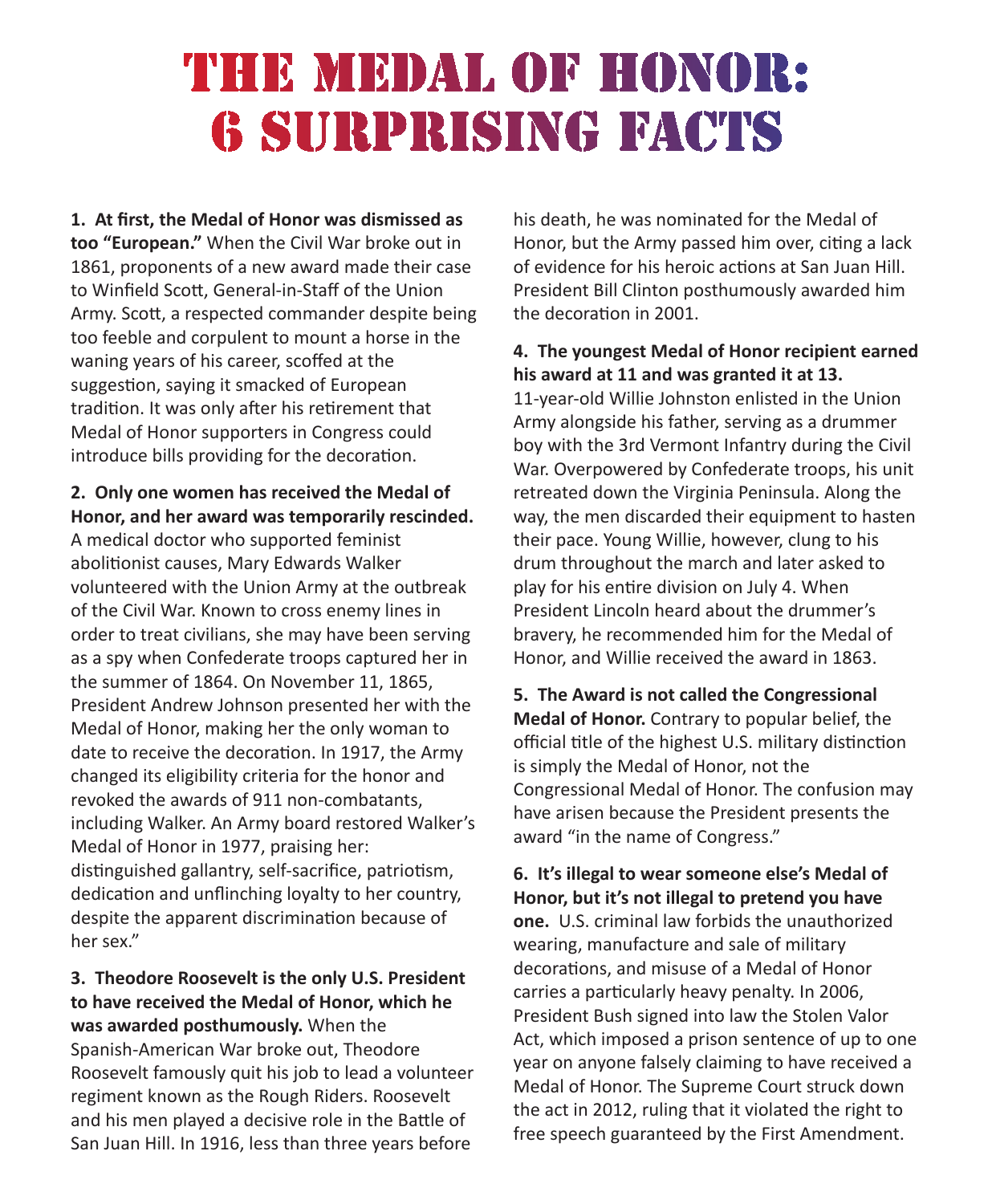# THE MEDAL OF HONOR: 6 SURPRISING FACTS

**1. At first, the Medal of Honor was dismissed as too "European."** When the Civil War broke out in 1861, proponents of a new award made their case to Winfield Scott, General-in-Staff of the Union Army. Scott, a respected commander despite being too feeble and corpulent to mount a horse in the waning years of his career, scoffed at the suggestion, saying it smacked of European tradition. It was only after his retirement that Medal of Honor supporters in Congress could introduce bills providing for the decoration.

**2. Only one women has received the Medal of Honor, and her award was temporarily rescinded.** A medical doctor who supported feminist abolitionist causes, Mary Edwards Walker volunteered with the Union Army at the outbreak of the Civil War. Known to cross enemy lines in order to treat civilians, she may have been serving as a spy when Confederate troops captured her in the summer of 1864. On November 11, 1865, President Andrew Johnson presented her with the Medal of Honor, making her the only woman to date to receive the decoration. In 1917, the Army changed its eligibility criteria for the honor and revoked the awards of 911 non-combatants, including Walker. An Army board restored Walker's Medal of Honor in 1977, praising her: distinguished gallantry, self-sacrifice, patriotism, dedication and unflinching loyalty to her country, despite the apparent discrimination because of her sex."

**3. Theodore Roosevelt is the only U.S. President to have received the Medal of Honor, which he was awarded posthumously.** When the Spanish-American War broke out, Theodore Roosevelt famously quit his job to lead a volunteer regiment known as the Rough Riders. Roosevelt and his men played a decisive role in the Battle of San Juan Hill. In 1916, less than three years before his death, he was nominated for the Medal of Honor, but the Army passed him over, citing a lack of evidence for his heroic actions at San Juan Hill. President Bill Clinton posthumously awarded him the decoration in 2001.

**4. The youngest Medal of Honor recipient earned his award at 11 and was granted it at 13.** 11-year-old Willie Johnston enlisted in the Union Army alongside his father, serving as a drummer boy with the 3rd Vermont Infantry during the Civil War. Overpowered by Confederate troops, his unit retreated down the Virginia Peninsula. Along the way, the men discarded their equipment to hasten their pace. Young Willie, however, clung to his drum throughout the march and later asked to play for his entire division on July 4. When President Lincoln heard about the drummer's bravery, he recommended him for the Medal of Honor, and Willie received the award in 1863.

**5. The Award is not called the Congressional Medal of Honor.** Contrary to popular belief, the official title of the highest U.S. military distinction is simply the Medal of Honor, not the Congressional Medal of Honor. The confusion may have arisen because the President presents the award "in the name of Congress."

**6. It's illegal to wear someone else's Medal of Honor, but it's not illegal to pretend you have one.** U.S. criminal law forbids the unauthorized wearing, manufacture and sale of military decorations, and misuse of a Medal of Honor carries a particularly heavy penalty. In 2006, President Bush signed into law the Stolen Valor Act, which imposed a prison sentence of up to one year on anyone falsely claiming to have received a Medal of Honor. The Supreme Court struck down the act in 2012, ruling that it violated the right to free speech guaranteed by the First Amendment.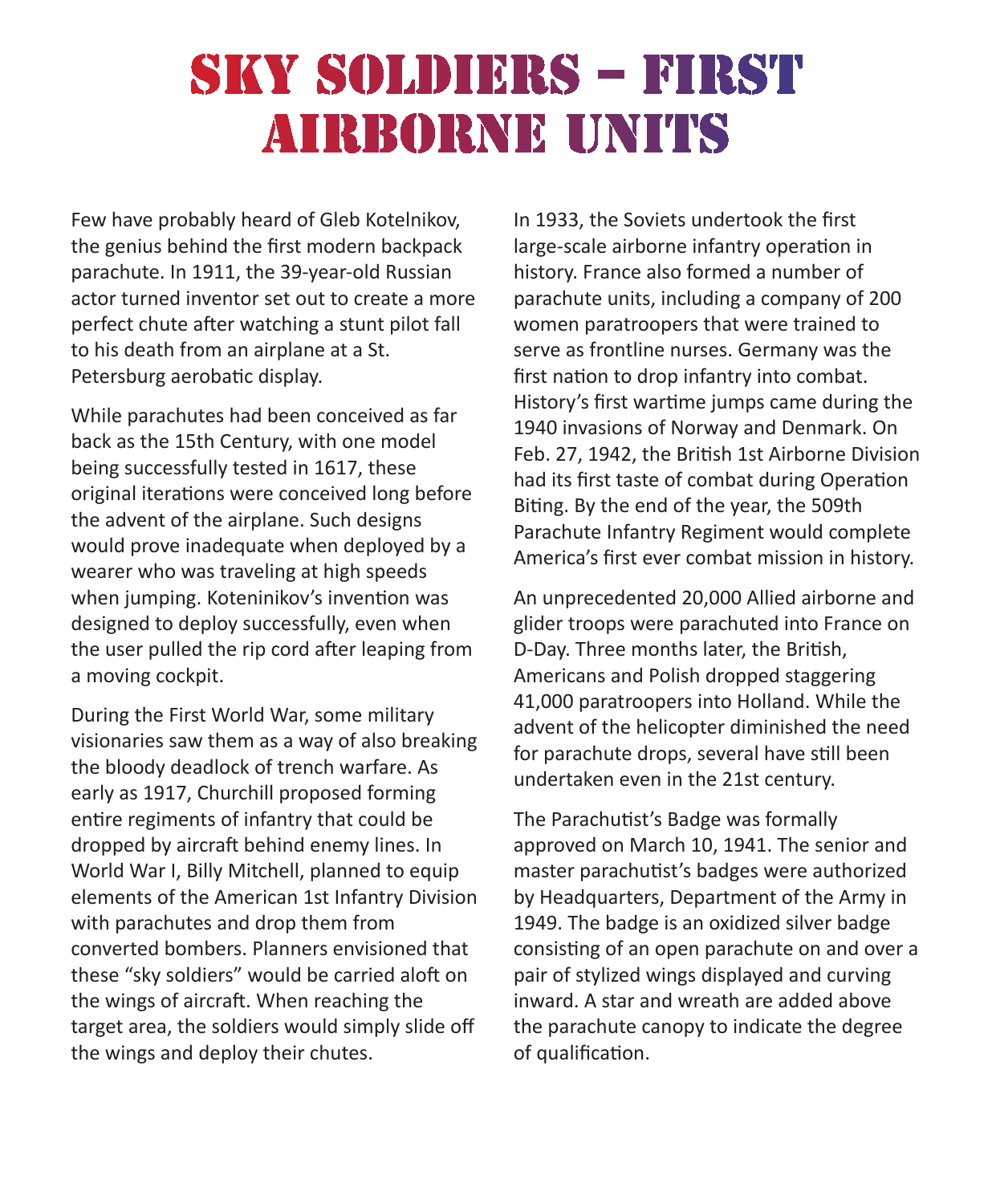# Sky Soldiers – First Airborne Units

Few have probably heard of Gleb Kotelnikov, the genius behind the first modern backpack parachute. In 1911, the 39-year-old Russian actor turned inventor set out to create a more perfect chute after watching a stunt pilot fall to his death from an airplane at a St. Petersburg aerobatic display.

While parachutes had been conceived as far back as the 15th Century, with one model being successfully tested in 1617, these original iterations were conceived long before the advent of the airplane. Such designs would prove inadequate when deployed by a wearer who was traveling at high speeds when jumping. Koteninikov's invention was designed to deploy successfully, even when the user pulled the rip cord after leaping from a moving cockpit.

During the First World War, some military visionaries saw them as a way of also breaking the bloody deadlock of trench warfare. As early as 1917, Churchill proposed forming entire regiments of infantry that could be dropped by aircraft behind enemy lines. In World War I, Billy Mitchell, planned to equip elements of the American 1st Infantry Division with parachutes and drop them from converted bombers. Planners envisioned that these "sky soldiers" would be carried aloft on the wings of aircraft. When reaching the target area, the soldiers would simply slide off the wings and deploy their chutes.

In 1933, the Soviets undertook the first large-scale airborne infantry operation in history. France also formed a number of parachute units, including a company of 200 women paratroopers that were trained to serve as frontline nurses. Germany was the first nation to drop infantry into combat. History's first wartime jumps came during the 1940 invasions of Norway and Denmark. On Feb. 27, 1942, the British 1st Airborne Division had its first taste of combat during Operation Biting. By the end of the year, the 509th Parachute Infantry Regiment would complete America's first ever combat mission in history.

An unprecedented 20,000 Allied airborne and glider troops were parachuted into France on D-Day. Three months later, the British, Americans and Polish dropped staggering 41,000 paratroopers into Holland. While the advent of the helicopter diminished the need for parachute drops, several have still been undertaken even in the 21st century.

The Parachutist's Badge was formally approved on March 10, 1941. The senior and master parachutist's badges were authorized by Headquarters, Department of the Army in 1949. The badge is an oxidized silver badge consisting of an open parachute on and over a pair of stylized wings displayed and curving inward. A star and wreath are added above the parachute canopy to indicate the degree of qualification.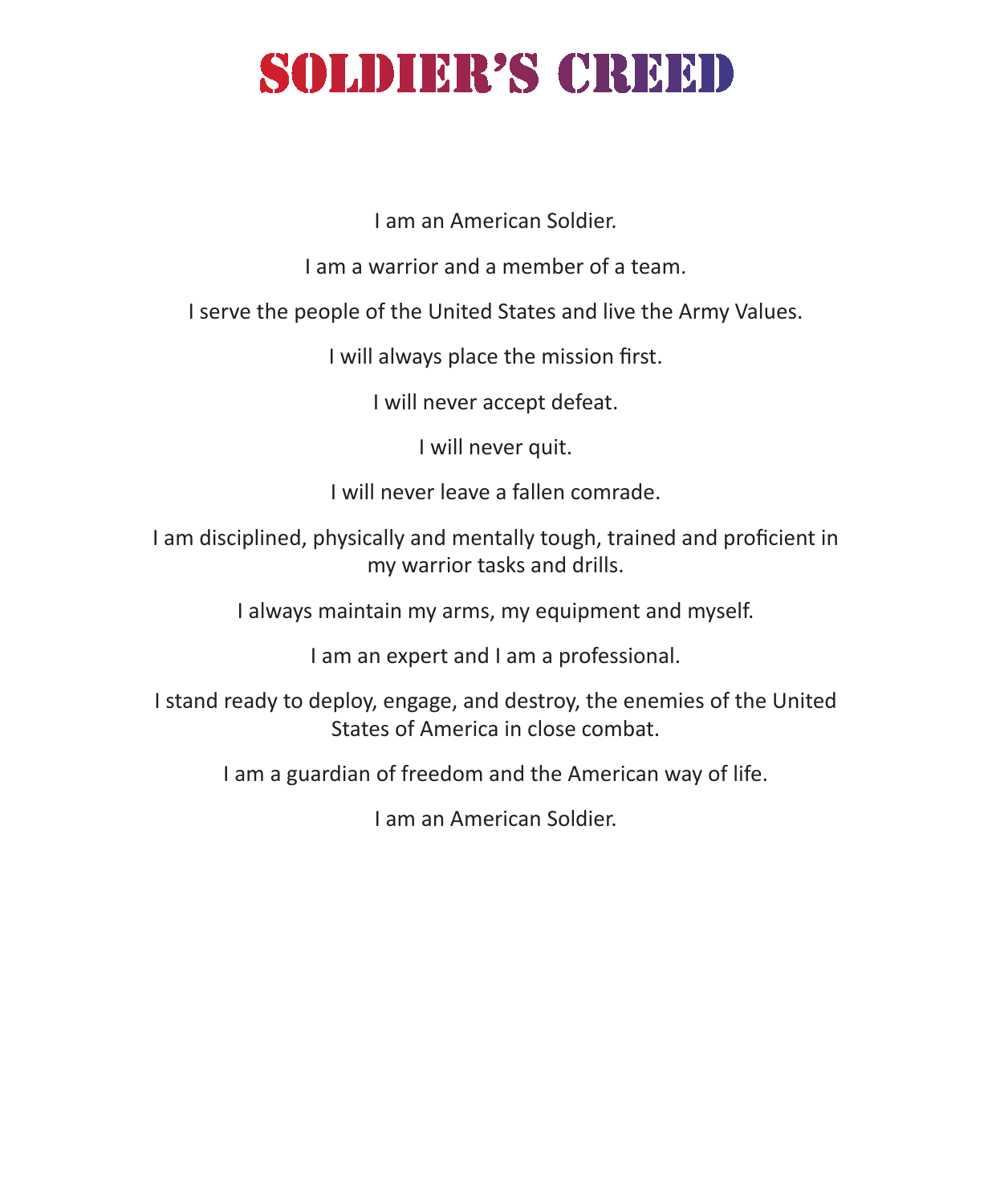# SOLDIER'S CREED

I am an American Soldier.

I am a warrior and a member of a team.

I serve the people of the United States and live the Army Values.

I will always place the mission first.

I will never accept defeat.

I will never quit.

I will never leave a fallen comrade.

I am disciplined, physically and mentally tough, trained and proficient in my warrior tasks and drills.

I always maintain my arms, my equipment and myself.

I am an expert and I am a professional.

I stand ready to deploy, engage, and destroy, the enemies of the United States of America in close combat.

I am a guardian of freedom and the American way of life.

I am an American Soldier.